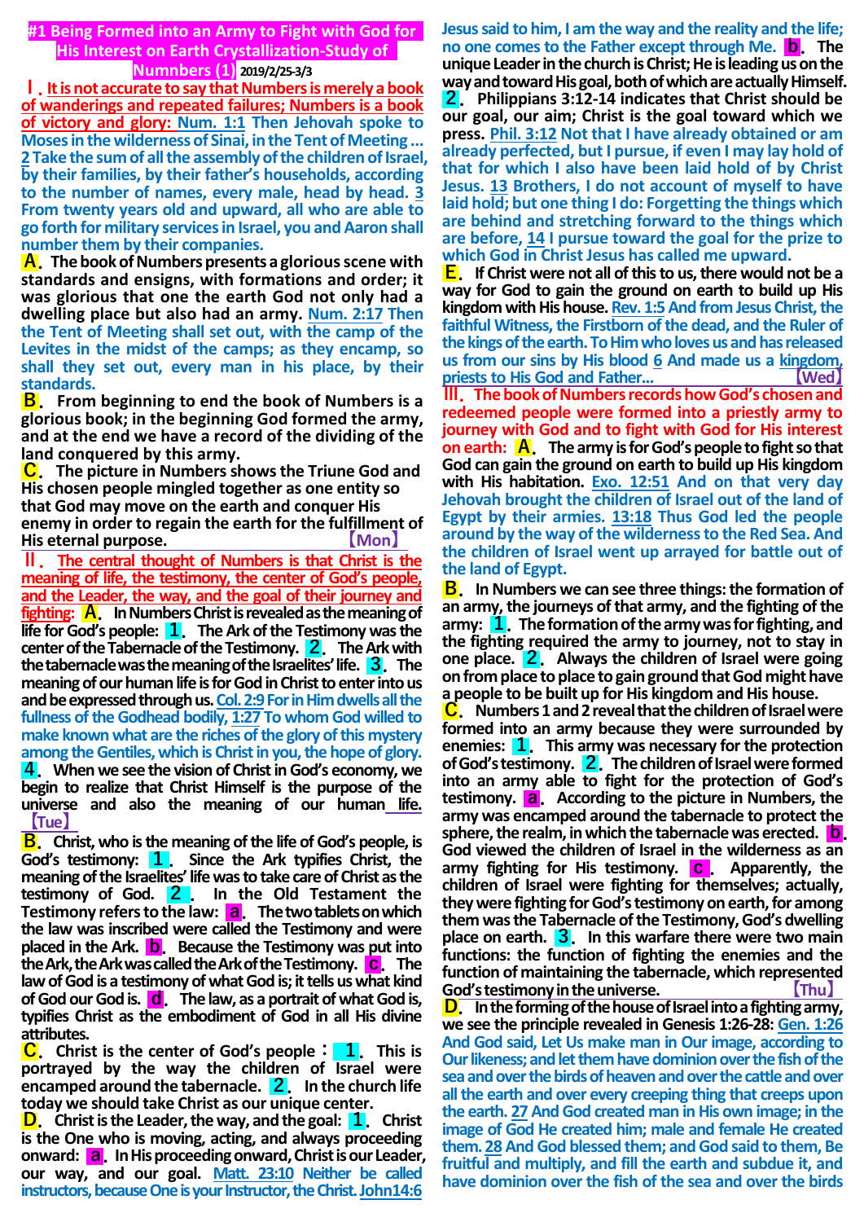# #1 Being Formed into an Army to Fight with God for His Interest on Earth Crystallization-Study of Numnbers (1) 2019/2/25-3/3

**Ⅰ. It is not accurate to say that Numbers is merely a book of wanderings and repeated failures; Numbers is a book of victory and glory:** Num. 1:1 Then Jehovah spoke to Moses in the wilderness of Sinai, in the Tent of Meeting… 2 Take the sum of all the assembly of the children of Israel, by their families, by their father's households, according to the number of names, every male, head by head. 3 From twenty years old and upward, all who are able to go forth for military services in Israel, you and Aaron shall number them by their companies.

**A. The book of Numbers presents a glorious scene with standards and ensigns, with formations and order; it was glorious that one the earth God not only had a dwelling place but also had an army.** Num. 2:17 Then the Tent of Meeting shall set out, with the camp of the Levites in the midst of the camps; as they encamp, so shall they set out, every man in his place, by their standards.

**B. From beginning to end the book of Numbers is a glorious book; in the beginning God formed the army, and at the end we have a record of the dividing of the land conquered by this army.**

**C. The picture in Numbers shows the Triune God and His chosen people mingled together as one entity so that God may move on the earth and conquer His enemy in order to regain the earth for the fulfillment of His eternal purpose.** 【Mon】

**Ⅱ. The central thought of Numbers is that Christ is the meaning of life, the testimony, the center of God's people, and the Leader, the way, and the goal of their journey and fighting:** **A. In Numbers Christ is revealed as the meaning of life for God's people:** **1. The Ark of the Testimony was the center of the Tabernacle of the Testimony.** **2. The Ark with the tabernacle was the meaning of the Israelites' life.** **3. The meaning of our human life is for God in Christ to enter into us and be expressed through us.** Col. 2:9 For in Him dwells all the fullness of the Godhead bodily, 1:27 To whom God willed to make known what are the riches of the glory of this mystery among the Gentiles, which is Christ in you, the hope of glory.
**4. When we see the vision of Christ in God's economy, we begin to realize that Christ Himself is the purpose of the universe and also the meaning of our human life.** 【Tue】

**B. Christ, who is the meaning of the life of God's people, is God's testimony:** **1. Since the Ark typifies Christ, the meaning of the Israelites' life was to take care of Christ as the testimony of God.** **2. In the Old Testament the Testimony refers to the law:** **a. The two tablets on which the law was inscribed were called the Testimony and were placed in the Ark.** **b. Because the Testimony was put into the Ark, the Ark was called the Ark of the Testimony.** **c. The law of God is a testimony of what God is; it tells us what kind of God our God is.** **d. The law, as a portrait of what God is, typifies Christ as the embodiment of God in all His divine attributes.**

**C. Christ is the center of God's people：** **1. This is portrayed by the way the children of Israel were encamped around the tabernacle.** **2. In the church life today we should take Christ as our unique center.**

**D. Christ is the Leader, the way, and the goal:** **1. Christ is the One who is moving, acting, and always proceeding onward:** **a. In His proceeding onward, Christ is our Leader, our way, and our goal.** Matt. 23:10 Neither be called instructors, because One is your Instructor, the Christ. John14:6 Jesus said to him, I am the way and the reality and the life; no one comes to the Father except through Me. **b. The unique Leader in the church is Christ; He is leading us on the way and toward His goal, both of which are actually Himself.** **2. Philippians 3:12-14 indicates that Christ should be our goal, our aim; Christ is the goal toward which we press.** Phil. 3:12 Not that I have already obtained or am already perfected, but I pursue, if even I may lay hold of that for which I also have been laid hold of by Christ Jesus. 13 Brothers, I do not account of myself to have laid hold; but one thing I do: Forgetting the things which are behind and stretching forward to the things which are before, 14 I pursue toward the goal for the prize to which God in Christ Jesus has called me upward.

**E. If Christ were not all of this to us, there would not be a way for God to gain the ground on earth to build up His kingdom with His house.** Rev. 1:5 And from Jesus Christ, the faithful Witness, the Firstborn of the dead, and the Ruler of the kings of the earth. To Him who loves us and has released us from our sins by His blood 6 And made us a kingdom, priests to His God and Father… 【Wed】

**Ⅲ. The book of Numbers records how God's chosen and redeemed people were formed into a priestly army to journey with God and to fight with God for His interest on earth:** **A. The army is for God's people to fight so that God can gain the ground on earth to build up His kingdom with His habitation.** Exo. 12:51 And on that very day Jehovah brought the children of Israel out of the land of Egypt by their armies. 13:18 Thus God led the people around by the way of the wilderness to the Red Sea. And the children of Israel went up arrayed for battle out of the land of Egypt.

**B. In Numbers we can see three things: the formation of an army, the journeys of that army, and the fighting of the army:** **1. The formation of the army was for fighting, and the fighting required the army to journey, not to stay in one place.** **2. Always the children of Israel were going on from place to place to gain ground that God might have a people to be built up for His kingdom and His house.**

**C. Numbers 1 and 2 reveal that the children of Israel were formed into an army because they were surrounded by enemies:** **1. This army was necessary for the protection of God's testimony.** **2. The children of Israel were formed into an army able to fight for the protection of God's testimony.** **a. According to the picture in Numbers, the army was encamped around the tabernacle to protect the sphere, the realm, in which the tabernacle was erected.** **b. God viewed the children of Israel in the wilderness as an army fighting for His testimony.** **c. Apparently, the children of Israel were fighting for themselves; actually, they were fighting for God's testimony on earth, for among them was the Tabernacle of the Testimony, God's dwelling place on earth.** **3. In this warfare there were two main functions: the function of fighting the enemies and the function of maintaining the tabernacle, which represented God's testimony in the universe.** 【Thu】

**D. In the forming of the house of Israel into a fighting army, we see the principle revealed in Genesis 1:26-28:** Gen. 1:26 And God said, Let Us make man in Our image, according to Our likeness; and let them have dominion over the fish of the sea and over the birds of heaven and over the cattle and over all the earth and over every creeping thing that creeps upon the earth. 27 And God created man in His own image; in the image of God He created him; male and female He created them. 28 And God blessed them; and God said to them, Be fruitful and multiply, and fill the earth and subdue it, and have dominion over the fish of the sea and over the birds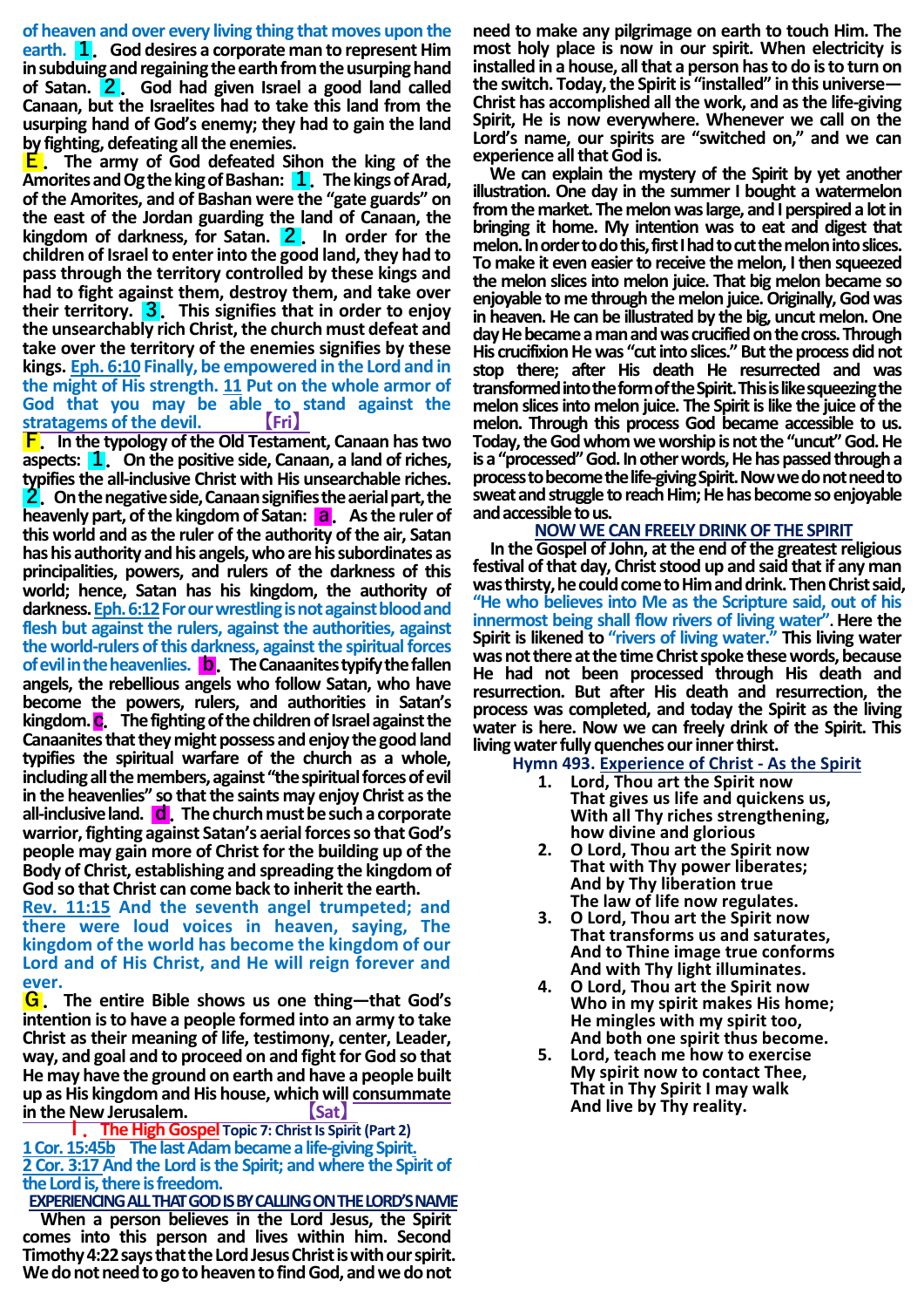**of heaven and over every living thing that moves upon the earth.** **1**. **God desires a corporate man to represent Him in subduing and regaining the earth from the usurping hand of Satan.** **2**. **God had given Israel a good land called Canaan, but the Israelites had to take this land from the usurping hand of God's enemy; they had to gain the land by fighting, defeating all the enemies.**

**E**. **The army of God defeated Sihon the king of the Amorites and Og the king of Bashan:** **1**. **The kings of Arad, of the Amorites, and of Bashan were the "gate guards" on the east of the Jordan guarding the land of Canaan, the kingdom of darkness, for Satan.** **2**. **In order for the children of Israel to enter into the good land, they had to pass through the territory controlled by these kings and had to fight against them, destroy them, and take over their territory.** **3**. **This signifies that in order to enjoy the unsearchably rich Christ, the church must defeat and take over the territory of the enemies signifies by these kings.** **Eph. 6:10 Finally, be empowered in the Lord and in the might of His strength. 11 Put on the whole armor of God that you may be able to stand against the stratagems of the devil.** 【Fri】

**F**. **In the typology of the Old Testament, Canaan has two aspects:** **1**. **On the positive side, Canaan, a land of riches, typifies the all-inclusive Christ with His unsearchable riches.** **2**. **On the negative side, Canaan signifies the aerial part, the heavenly part, of the kingdom of Satan:** **a**. **As the ruler of this world and as the ruler of the authority of the air, Satan has his authority and his angels, who are his subordinates as principalities, powers, and rulers of the darkness of this world; hence, Satan has his kingdom, the authority of darkness.** **Eph. 6:12 For our wrestling is not against blood and flesh but against the rulers, against the authorities, against the world-rulers of this darkness, against the spiritual forces of evil in the heavenlies.** **b**. **The Canaanites typify the fallen angels, the rebellious angels who follow Satan, who have become the powers, rulers, and authorities in Satan's kingdom.** **c**. **The fighting of the children of Israel against the Canaanites that they might possess and enjoy the good land typifies the spiritual warfare of the church as a whole, including all the members, against "the spiritual forces of evil in the heavenlies" so that the saints may enjoy Christ as the all-inclusive land.** **d**. **The church must be such a corporate warrior, fighting against Satan's aerial forces so that God's people may gain more of Christ for the building up of the Body of Christ, establishing and spreading the kingdom of God so that Christ can come back to inherit the earth.**

**Rev. 11:15 And the seventh angel trumpeted; and there were loud voices in heaven, saying, The kingdom of the world has become the kingdom of our Lord and of His Christ, and He will reign forever and ever.**

**G**. **The entire Bible shows us one thing—that God's intention is to have a people formed into an army to take Christ as their meaning of life, testimony, center, Leader, way, and goal and to proceed on and fight for God so that He may have the ground on earth and have a people built up as His kingdom and His house, which will consummate in the New Jerusalem.** 【Sat】

## Ⅰ. The High Gospel Topic 7: Christ Is Spirit (Part 2)

**1 Cor. 15:45b The last Adam became a life-giving Spirit.**
**2 Cor. 3:17 And the Lord is the Spirit; and where the Spirit of the Lord is, there is freedom.**

### EXPERIENCING ALL THAT GOD IS BY CALLING ON THE LORD'S NAME

**When a person believes in the Lord Jesus, the Spirit comes into this person and lives within him. Second Timothy 4:22 says that the Lord Jesus Christ is with our spirit. We do not need to go to heaven to find God, and we do not need to make any pilgrimage on earth to touch Him. The most holy place is now in our spirit. When electricity is installed in a house, all that a person has to do is to turn on the switch. Today, the Spirit is "installed" in this universe—Christ has accomplished all the work, and as the life-giving Spirit, He is now everywhere. Whenever we call on the Lord's name, our spirits are "switched on," and we can experience all that God is.**

**We can explain the mystery of the Spirit by yet another illustration. One day in the summer I bought a watermelon from the market. The melon was large, and I perspired a lot in bringing it home. My intention was to eat and digest that melon. In order to do this, first I had to cut the melon into slices. To make it even easier to receive the melon, I then squeezed the melon slices into melon juice. That big melon became so enjoyable to me through the melon juice. Originally, God was in heaven. He can be illustrated by the big, uncut melon. One day He became a man and was crucified on the cross. Through His crucifixion He was "cut into slices." But the process did not stop there; after His death He resurrected and was transformed into the form of the Spirit. This is like squeezing the melon slices into melon juice. The Spirit is like the juice of the melon. Through this process God became accessible to us. Today, the God whom we worship is not the "uncut" God. He is a "processed" God. In other words, He has passed through a process to become the life-giving Spirit. Now we do not need to sweat and struggle to reach Him; He has become so enjoyable and accessible to us.**

### NOW WE CAN FREELY DRINK OF THE SPIRIT

**In the Gospel of John, at the end of the greatest religious festival of that day, Christ stood up and said that if any man was thirsty, he could come to Him and drink. Then Christ said, "He who believes into Me as the Scripture said, out of his innermost being shall flow rivers of living water". Here the Spirit is likened to "rivers of living water." This living water was not there at the time Christ spoke these words, because He had not been processed through His death and resurrection. But after His death and resurrection, the process was completed, and today the Spirit as the living water is here. Now we can freely drink of the Spirit. This living water fully quenches our inner thirst.**

**Hymn 493. Experience of Christ - As the Spirit**

1. Lord, Thou art the Spirit now
   That gives us life and quickens us,
   With all Thy riches strengthening,
   how divine and glorious
2. O Lord, Thou art the Spirit now
   That with Thy power liberates;
   And by Thy liberation true
   The law of life now regulates.
3. O Lord, Thou art the Spirit now
   That transforms us and saturates,
   And to Thine image true conforms
   And with Thy light illuminates.
4. O Lord, Thou art the Spirit now
   Who in my spirit makes His home;
   He mingles with my spirit too,
   And both one spirit thus become.
5. Lord, teach me how to exercise
   My spirit now to contact Thee,
   That in Thy Spirit I may walk
   And live by Thy reality.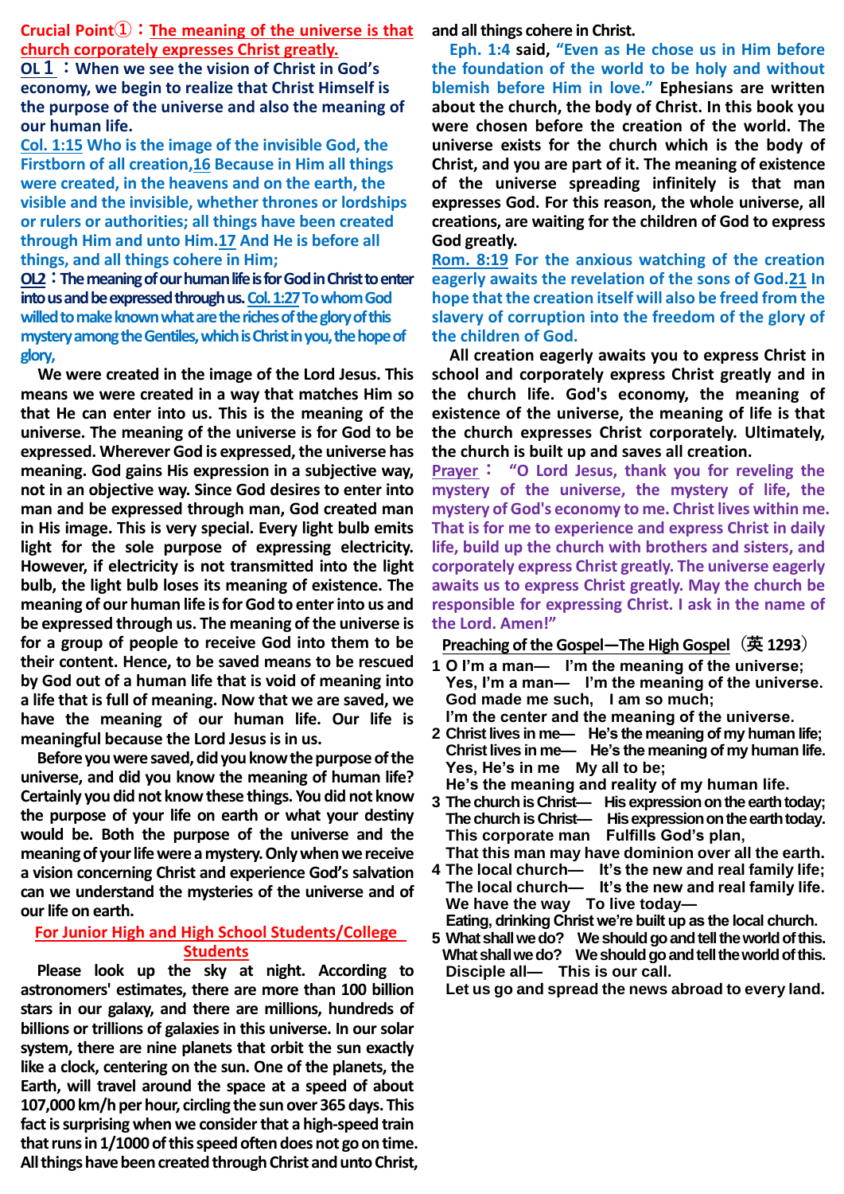**Crucial Point①：The meaning of the universe is that church corporately expresses Christ greatly.**

**OL１：When we see the vision of Christ in God's economy, we begin to realize that Christ Himself is the purpose of the universe and also the meaning of our human life.**

**Col. 1:15 Who is the image of the invisible God, the Firstborn of all creation, 16 Because in Him all things were created, in the heavens and on the earth, the visible and the invisible, whether thrones or lordships or rulers or authorities; all things have been created through Him and unto Him. 17 And He is before all things, and all things cohere in Him;**

**OL2：The meaning of our human life is for God in Christ to enter into us and be expressed through us. Col. 1:27 To whom God willed to make known what are the riches of the glory of this mystery among the Gentiles, which is Christ in you, the hope of glory,**

We were created in the image of the Lord Jesus. This means we were created in a way that matches Him so that He can enter into us. This is the meaning of the universe. The meaning of the universe is for God to be expressed. Wherever God is expressed, the universe has meaning. God gains His expression in a subjective way, not in an objective way. Since God desires to enter into man and be expressed through man, God created man in His image. This is very special. Every light bulb emits light for the sole purpose of expressing electricity. However, if electricity is not transmitted into the light bulb, the light bulb loses its meaning of existence. The meaning of our human life is for God to enter into us and be expressed through us. The meaning of the universe is for a group of people to receive God into them to be their content. Hence, to be saved means to be rescued by God out of a human life that is void of meaning into a life that is full of meaning. Now that we are saved, we have the meaning of our human life. Our life is meaningful because the Lord Jesus is in us.

**Before you were saved, did you know the purpose of the universe, and did you know the meaning of human life? Certainly you did not know these things. You did not know the purpose of your life on earth or what your destiny would be. Both the purpose of the universe and the meaning of your life were a mystery. Only when we receive a vision concerning Christ and experience God's salvation can we understand the mysteries of the universe and of our life on earth.**

**For Junior High and High School Students/College Students**

**Please look up the sky at night. According to astronomers' estimates, there are more than 100 billion stars in our galaxy, and there are millions, hundreds of billions or trillions of galaxies in this universe. In our solar system, there are nine planets that orbit the sun exactly like a clock, centering on the sun. One of the planets, the Earth, will travel around the space at a speed of about 107,000 km/h per hour, circling the sun over 365 days. This fact is surprising when we consider that a high-speed train that runs in 1/1000 of this speed often does not go on time. All things have been created through Christ and unto Christ, and all things cohere in Christ.**

**Eph. 1:4** said, **"Even as He chose us in Him before the foundation of the world to be holy and without blemish before Him in love." Ephesians are written about the church, the body of Christ. In this book you were chosen before the creation of the world. The universe exists for the church which is the body of Christ, and you are part of it. The meaning of existence of the universe spreading infinitely is that man expresses God. For this reason, the whole universe, all creations, are waiting for the children of God to express God greatly.**

**Rom. 8:19 For the anxious watching of the creation eagerly awaits the revelation of the sons of God. 21 In hope that the creation itself will also be freed from the slavery of corruption into the freedom of the glory of the children of God.**

**All creation eagerly awaits you to express Christ in school and corporately express Christ greatly and in the church life. God's economy, the meaning of existence of the universe, the meaning of life is that the church expresses Christ corporately. Ultimately, the church is built up and saves all creation.**

**Prayer： "O Lord Jesus, thank you for reveling the mystery of the universe, the mystery of life, the mystery of God's economy to me. Christ lives within me. That is for me to experience and express Christ in daily life, build up the church with brothers and sisters, and corporately express Christ greatly. The universe eagerly awaits us to express Christ greatly. May the church be responsible for expressing Christ. I ask in the name of the Lord. Amen!"**

**Preaching of the Gospel—The High Gospel（英 1293）**

1. O I'm a man— I'm the meaning of the universe;
   Yes, I'm a man— I'm the meaning of the universe.
   God made me such, I am so much;
   I'm the center and the meaning of the universe.
2. Christ lives in me— He's the meaning of my human life;
   Christ lives in me— He's the meaning of my human life.
   Yes, He's in me My all to be;
   He's the meaning and reality of my human life.
3. The church is Christ— His expression on the earth today;
   The church is Christ— His expression on the earth today.
   This corporate man Fulfills God's plan,
   That this man may have dominion over all the earth.
4. The local church— It's the new and real family life;
   The local church— It's the new and real family life.
   We have the way To live today—
   Eating, drinking Christ we're built up as the local church.
5. What shall we do? We should go and tell the world of this.
   What shall we do? We should go and tell the world of this.
   Disciple all— This is our call.
   Let us go and spread the news abroad to every land.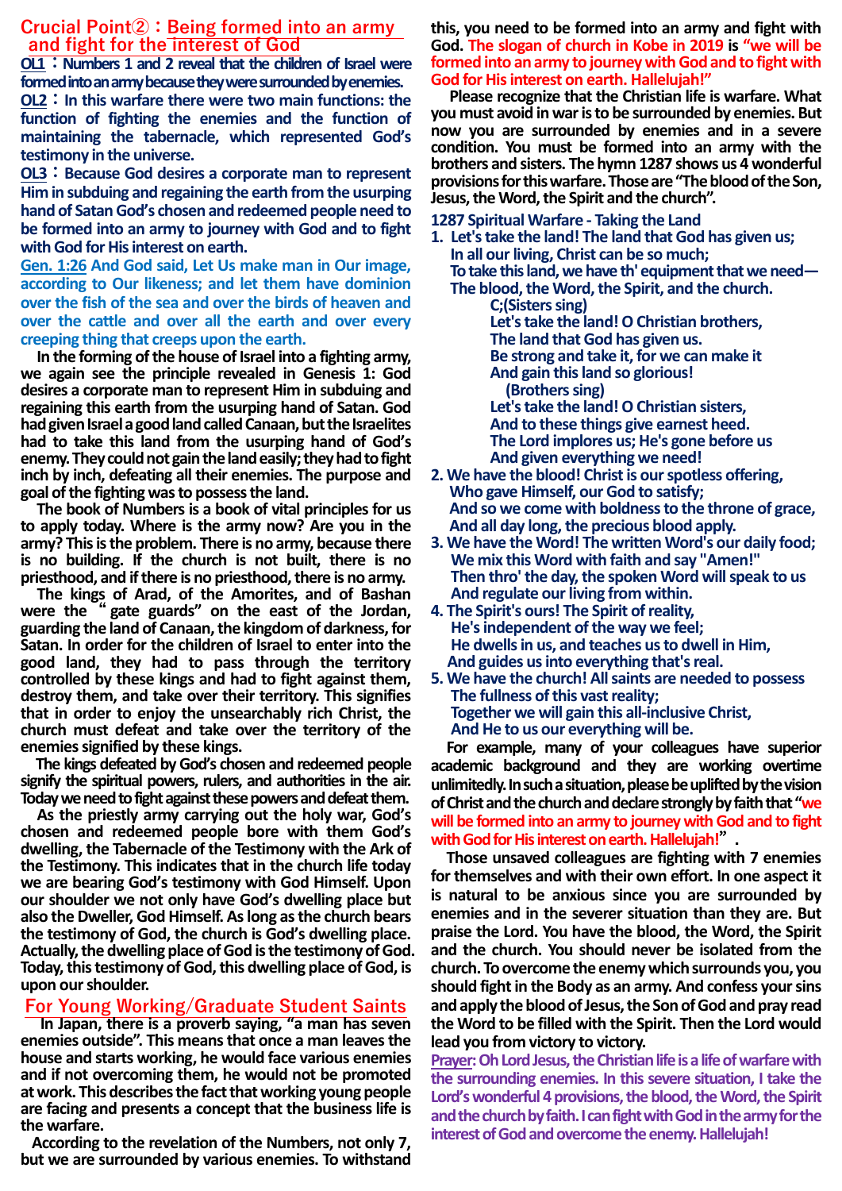## Crucial Point②：Being formed into an army and fight for the interest of God

**OL1：Numbers 1 and 2 reveal that the children of Israel were formed into an army because they were surrounded by enemies.**

**OL2：In this warfare there were two main functions: the function of fighting the enemies and the function of maintaining the tabernacle, which represented God's testimony in the universe.**

**OL3：Because God desires a corporate man to represent Him in subduing and regaining the earth from the usurping hand of Satan God's chosen and redeemed people need to be formed into an army to journey with God and to fight with God for His interest on earth.**

**Gen. 1:26 And God said, Let Us make man in Our image, according to Our likeness; and let them have dominion over the fish of the sea and over the birds of heaven and over the cattle and over all the earth and over every creeping thing that creeps upon the earth.**

In the forming of the house of Israel into a fighting army, we again see the principle revealed in Genesis 1: God desires a corporate man to represent Him in subduing and regaining this earth from the usurping hand of Satan. God had given Israel a good land called Canaan, but the Israelites had to take this land from the usurping hand of God's enemy. They could not gain the land easily; they had to fight inch by inch, defeating all their enemies. The purpose and goal of the fighting was to possess the land.

The book of Numbers is a book of vital principles for us to apply today. Where is the army now? Are you in the army? This is the problem. There is no army, because there is no building. If the church is not built, there is no priesthood, and if there is no priesthood, there is no army.

The kings of Arad, of the Amorites, and of Bashan were the "gate guards" on the east of the Jordan, guarding the land of Canaan, the kingdom of darkness, for Satan. In order for the children of Israel to enter into the good land, they had to pass through the territory controlled by these kings and had to fight against them, destroy them, and take over their territory. This signifies that in order to enjoy the unsearchably rich Christ, the church must defeat and take over the territory of the enemies signified by these kings.

The kings defeated by God's chosen and redeemed people signify the spiritual powers, rulers, and authorities in the air. Today we need to fight against these powers and defeat them.

As the priestly army carrying out the holy war, God's chosen and redeemed people bore with them God's dwelling, the Tabernacle of the Testimony with the Ark of the Testimony. This indicates that in the church life today we are bearing God's testimony with God Himself. Upon our shoulder we not only have God's dwelling place but also the Dweller, God Himself. As long as the church bears the testimony of God, the church is God's dwelling place. Actually, the dwelling place of God is the testimony of God. Today, this testimony of God, this dwelling place of God, is upon our shoulder.

## For Young Working/Graduate Student Saints

In Japan, there is a proverb saying, "a man has seven enemies outside". This means that once a man leaves the house and starts working, he would face various enemies and if not overcoming them, he would not be promoted at work. This describes the fact that working young people are facing and presents a concept that the business life is the warfare.

According to the revelation of the Numbers, not only 7, but we are surrounded by various enemies. To withstand this, you need to be formed into an army and fight with God. **The slogan of church in Kobe in 2019 is "we will be formed into an army to journey with God and to fight with God for His interest on earth. Hallelujah!"**

Please recognize that the Christian life is warfare. What you must avoid in war is to be surrounded by enemies. But now you are surrounded by enemies and in a severe condition. You must be formed into an army with the brothers and sisters. The hymn 1287 shows us 4 wonderful provisions for this warfare. Those are "The blood of the Son, Jesus, the Word, the Spirit and the church".

**1287 Spiritual Warfare - Taking the Land**

1. Let's take the land! The land that God has given us;
   In all our living, Christ can be so much;
   To take this land, we have th' equipment that we need—
   The blood, the Word, the Spirit, and the church.

   C;(Sisters sing)
   Let's take the land! O Christian brothers,
   The land that God has given us.
   Be strong and take it, for we can make it
   And gain this land so glorious!
   (Brothers sing)
   Let's take the land! O Christian sisters,
   And to these things give earnest heed.
   The Lord implores us; He's gone before us
   And given everything we need!

2. We have the blood! Christ is our spotless offering,
   Who gave Himself, our God to satisfy;
   And so we come with boldness to the throne of grace,
   And all day long, the precious blood apply.
3. We have the Word! The written Word's our daily food;
   We mix this Word with faith and say "Amen!"
   Then thro' the day, the spoken Word will speak to us
   And regulate our living from within.
4. The Spirit's ours! The Spirit of reality,
   He's independent of the way we feel;
   He dwells in us, and teaches us to dwell in Him,
   And guides us into everything that's real.
5. We have the church! All saints are needed to possess
   The fullness of this vast reality;
   Together we will gain this all-inclusive Christ,
   And He to us our everything will be.

For example, many of your colleagues have superior academic background and they are working overtime unlimitedly. In such a situation, please be uplifted by the vision of Christ and the church and declare strongly by faith that "**we will be formed into an army to journey with God and to fight with God for His interest on earth. Hallelujah!**".

Those unsaved colleagues are fighting with 7 enemies for themselves and with their own effort. In one aspect it is natural to be anxious since you are surrounded by enemies and in the severer situation than they are. But praise the Lord. You have the blood, the Word, the Spirit and the church. You should never be isolated from the church. To overcome the enemy which surrounds you, you should fight in the Body as an army. And confess your sins and apply the blood of Jesus, the Son of God and pray read the Word to be filled with the Spirit. Then the Lord would lead you from victory to victory.

**Prayer: Oh Lord Jesus, the Christian life is a life of warfare with the surrounding enemies. In this severe situation, I take the Lord's wonderful 4 provisions, the blood, the Word, the Spirit and the church by faith. I can fight with God in the army for the interest of God and overcome the enemy. Hallelujah!**